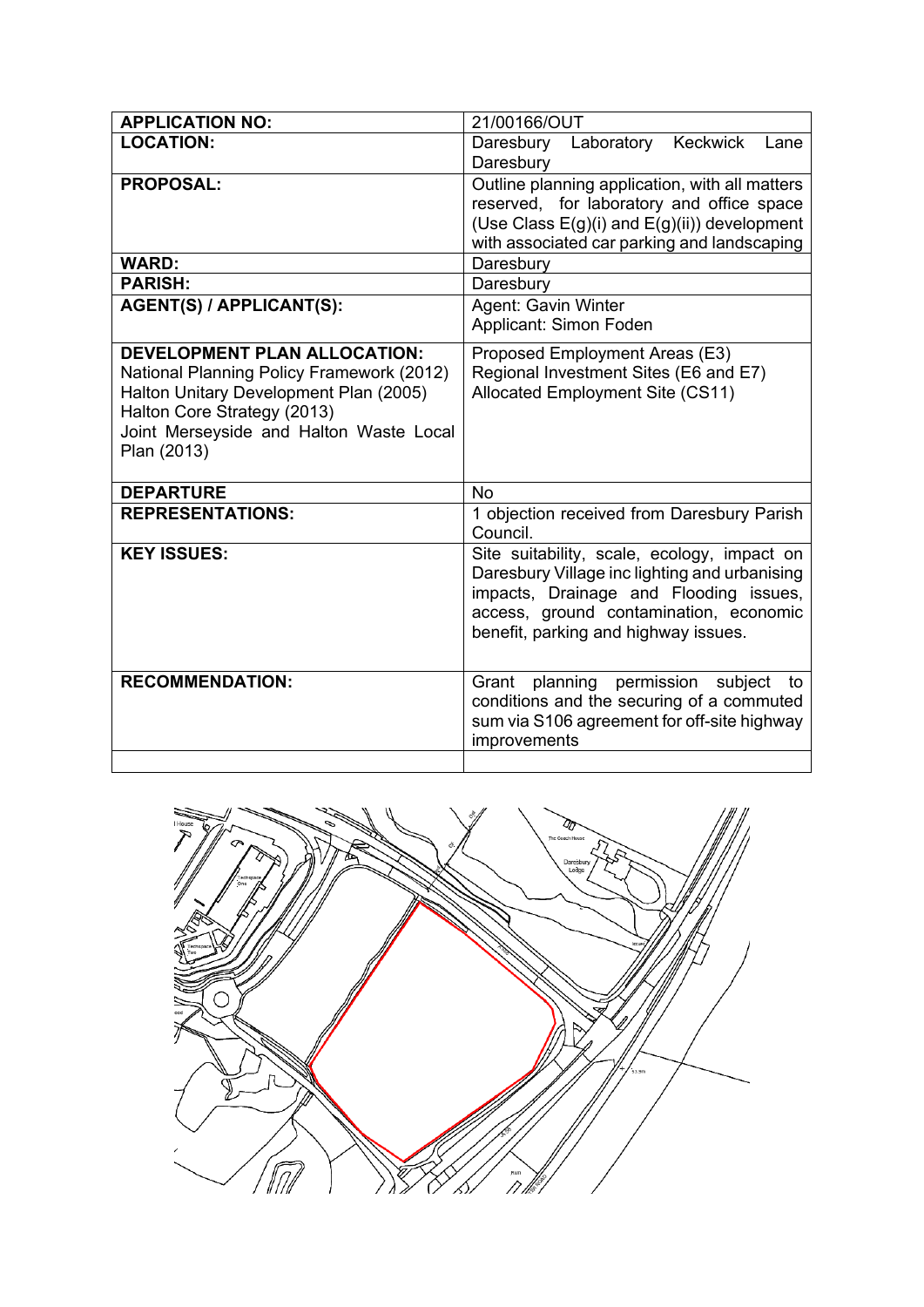| APPLICATION NO: | 21/00166/OUT |
| --- | --- |
| **LOCATION:** | Daresbury Laboratory Keckwick Lane Daresbury |
| **PROPOSAL:** | Outline planning application, with all matters reserved, for laboratory and office space (Use Class E(g)(i) and E(g)(ii)) development with associated car parking and landscaping |
| **WARD:** | Daresbury |
| **PARISH:** | Daresbury |
| **AGENT(S) / APPLICANT(S):** | Agent: Gavin Winter<br>Applicant: Simon Foden |
| **DEVELOPMENT PLAN ALLOCATION:**<br>National Planning Policy Framework (2012)<br>Halton Unitary Development Plan (2005)<br>Halton Core Strategy (2013)<br>Joint Merseyside and Halton Waste Local Plan (2013) | Proposed Employment Areas (E3)<br>Regional Investment Sites (E6 and E7)<br>Allocated Employment Site (CS11) |
| **DEPARTURE** | No |
| **REPRESENTATIONS:** | 1 objection received from Daresbury Parish Council. |
| **KEY ISSUES:** | Site suitability, scale, ecology, impact on Daresbury Village inc lighting and urbanising impacts, Drainage and Flooding issues, access, ground contamination, economic benefit, parking and highway issues. |
| **RECOMMENDATION:** | Grant planning permission subject to conditions and the securing of a commuted sum via S106 agreement for off-site highway improvements |
| | |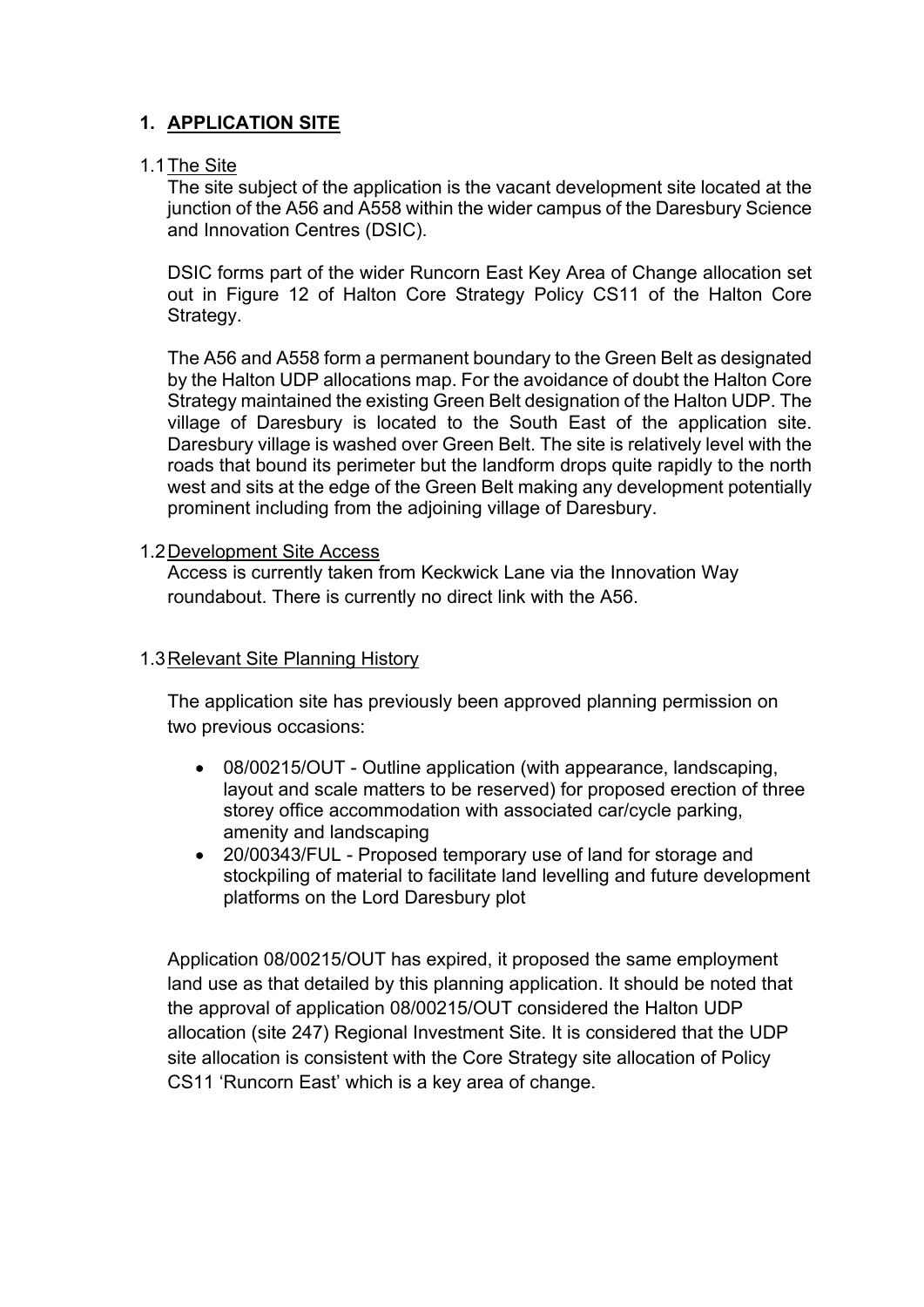## 1. APPLICATION SITE

### 1.1 The Site

The site subject of the application is the vacant development site located at the junction of the A56 and A558 within the wider campus of the Daresbury Science and Innovation Centres (DSIC).

DSIC forms part of the wider Runcorn East Key Area of Change allocation set out in Figure 12 of Halton Core Strategy Policy CS11 of the Halton Core Strategy.

The A56 and A558 form a permanent boundary to the Green Belt as designated by the Halton UDP allocations map. For the avoidance of doubt the Halton Core Strategy maintained the existing Green Belt designation of the Halton UDP. The village of Daresbury is located to the South East of the application site. Daresbury village is washed over Green Belt. The site is relatively level with the roads that bound its perimeter but the landform drops quite rapidly to the north west and sits at the edge of the Green Belt making any development potentially prominent including from the adjoining village of Daresbury.

### 1.2 Development Site Access

Access is currently taken from Keckwick Lane via the Innovation Way roundabout. There is currently no direct link with the A56.

### 1.3 Relevant Site Planning History

The application site has previously been approved planning permission on two previous occasions:

- 08/00215/OUT - Outline application (with appearance, landscaping, layout and scale matters to be reserved) for proposed erection of three storey office accommodation with associated car/cycle parking, amenity and landscaping
- 20/00343/FUL - Proposed temporary use of land for storage and stockpiling of material to facilitate land levelling and future development platforms on the Lord Daresbury plot

Application 08/00215/OUT has expired, it proposed the same employment land use as that detailed by this planning application. It should be noted that the approval of application 08/00215/OUT considered the Halton UDP allocation (site 247) Regional Investment Site. It is considered that the UDP site allocation is consistent with the Core Strategy site allocation of Policy CS11 'Runcorn East' which is a key area of change.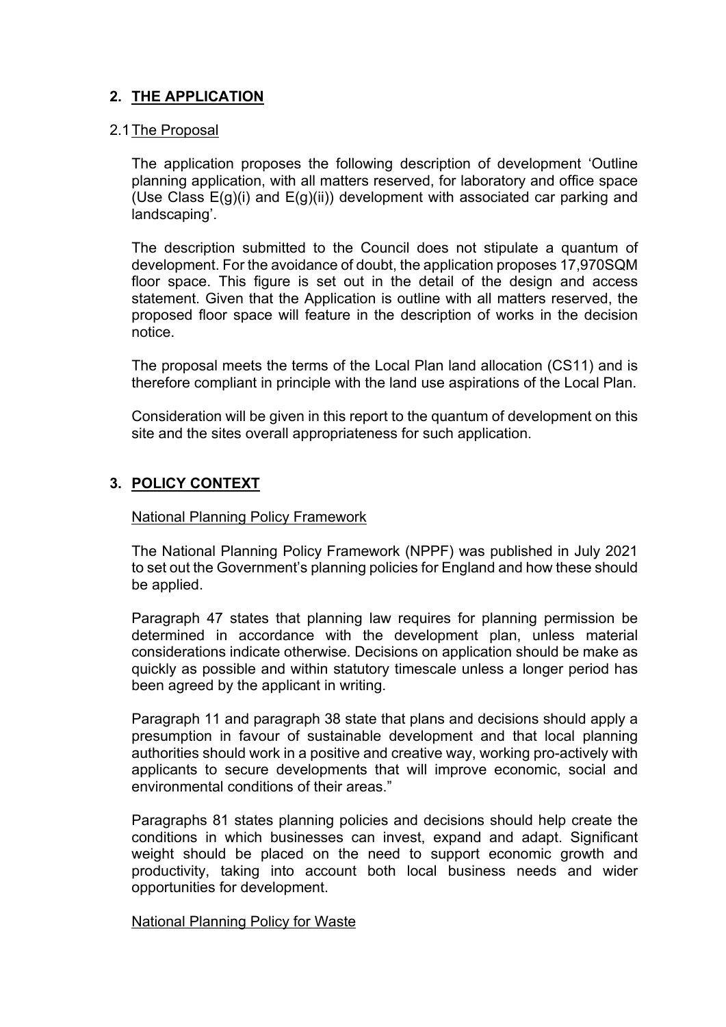## 2. THE APPLICATION

### 2.1 The Proposal

The application proposes the following description of development 'Outline planning application, with all matters reserved, for laboratory and office space (Use Class E(g)(i) and E(g)(ii)) development with associated car parking and landscaping'.

The description submitted to the Council does not stipulate a quantum of development. For the avoidance of doubt, the application proposes 17,970SQM floor space. This figure is set out in the detail of the design and access statement. Given that the Application is outline with all matters reserved, the proposed floor space will feature in the description of works in the decision notice.

The proposal meets the terms of the Local Plan land allocation (CS11) and is therefore compliant in principle with the land use aspirations of the Local Plan.

Consideration will be given in this report to the quantum of development on this site and the sites overall appropriateness for such application.

## 3. POLICY CONTEXT

National Planning Policy Framework

The National Planning Policy Framework (NPPF) was published in July 2021 to set out the Government's planning policies for England and how these should be applied.

Paragraph 47 states that planning law requires for planning permission be determined in accordance with the development plan, unless material considerations indicate otherwise. Decisions on application should be make as quickly as possible and within statutory timescale unless a longer period has been agreed by the applicant in writing.

Paragraph 11 and paragraph 38 state that plans and decisions should apply a presumption in favour of sustainable development and that local planning authorities should work in a positive and creative way, working pro-actively with applicants to secure developments that will improve economic, social and environmental conditions of their areas."

Paragraphs 81 states planning policies and decisions should help create the conditions in which businesses can invest, expand and adapt. Significant weight should be placed on the need to support economic growth and productivity, taking into account both local business needs and wider opportunities for development.

National Planning Policy for Waste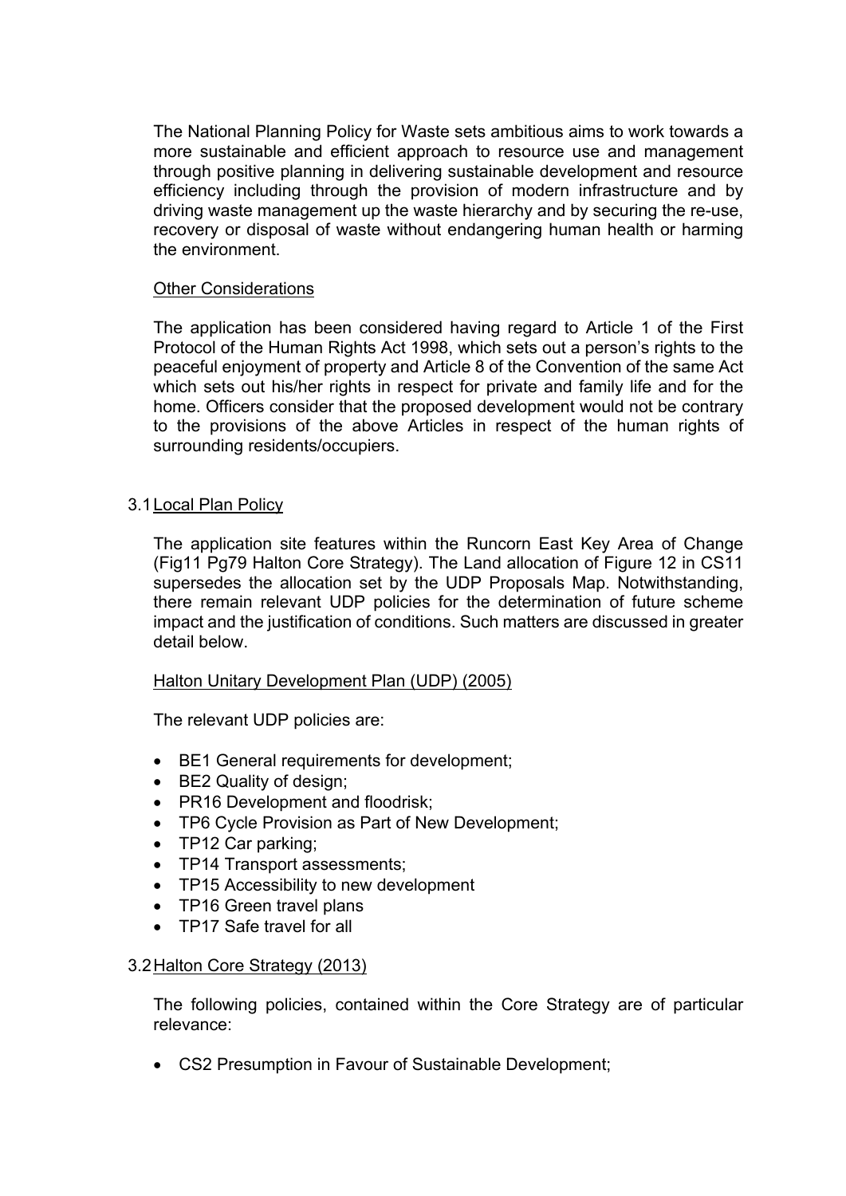The National Planning Policy for Waste sets ambitious aims to work towards a more sustainable and efficient approach to resource use and management through positive planning in delivering sustainable development and resource efficiency including through the provision of modern infrastructure and by driving waste management up the waste hierarchy and by securing the re-use, recovery or disposal of waste without endangering human health or harming the environment.

<u>Other Considerations</u>

The application has been considered having regard to Article 1 of the First Protocol of the Human Rights Act 1998, which sets out a person's rights to the peaceful enjoyment of property and Article 8 of the Convention of the same Act which sets out his/her rights in respect for private and family life and for the home. Officers consider that the proposed development would not be contrary to the provisions of the above Articles in respect of the human rights of surrounding residents/occupiers.

## 3.1 Local Plan Policy

The application site features within the Runcorn East Key Area of Change (Fig11 Pg79 Halton Core Strategy). The Land allocation of Figure 12 in CS11 supersedes the allocation set by the UDP Proposals Map. Notwithstanding, there remain relevant UDP policies for the determination of future scheme impact and the justification of conditions. Such matters are discussed in greater detail below.

<u>Halton Unitary Development Plan (UDP) (2005)</u>

The relevant UDP policies are:

- BE1 General requirements for development;
- BE2 Quality of design;
- PR16 Development and floodrisk;
- TP6 Cycle Provision as Part of New Development;
- TP12 Car parking;
- TP14 Transport assessments;
- TP15 Accessibility to new development
- TP16 Green travel plans
- TP17 Safe travel for all

## 3.2 Halton Core Strategy (2013)

The following policies, contained within the Core Strategy are of particular relevance:

- CS2 Presumption in Favour of Sustainable Development;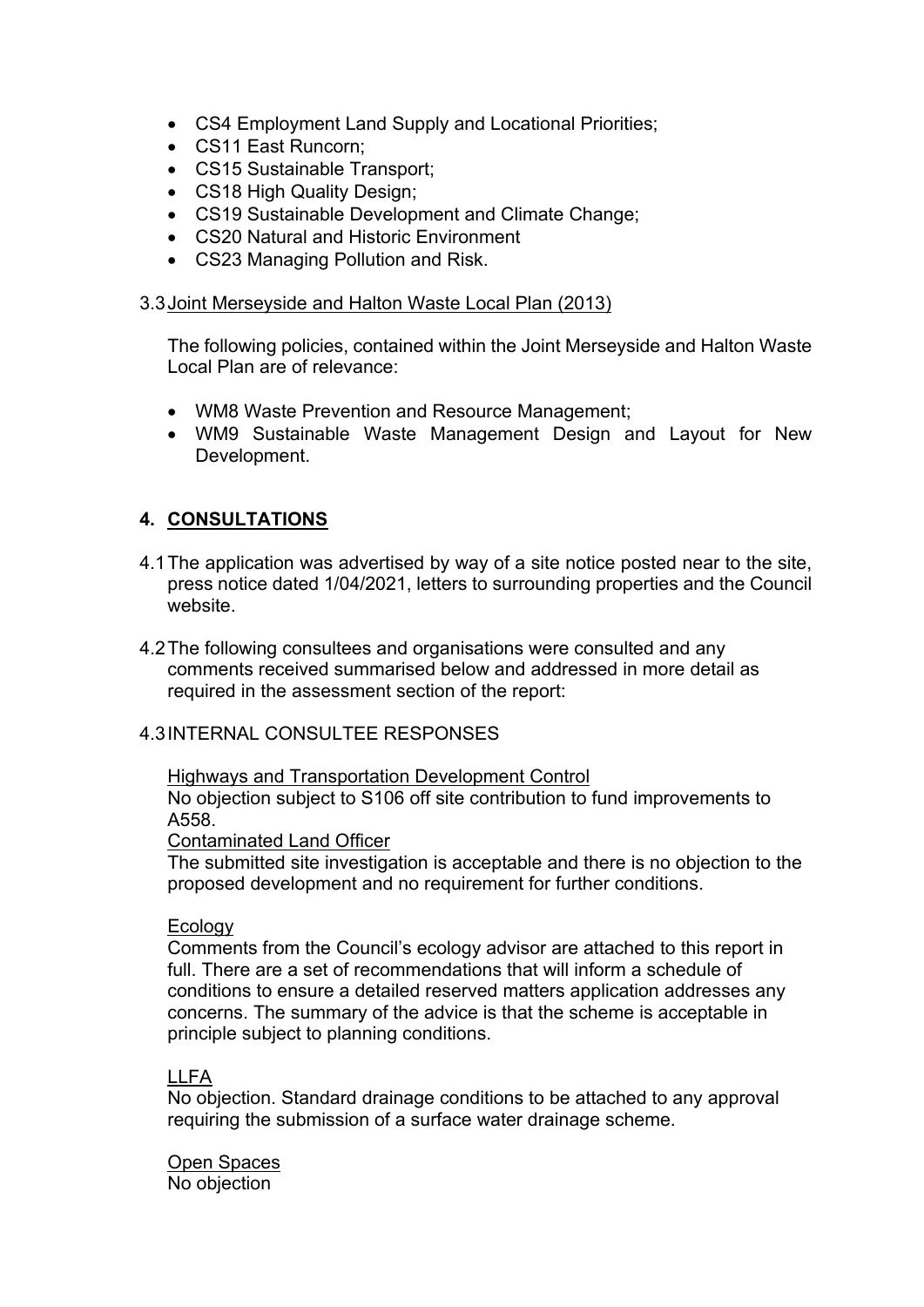- CS4 Employment Land Supply and Locational Priorities;
- CS11 East Runcorn;
- CS15 Sustainable Transport;
- CS18 High Quality Design;
- CS19 Sustainable Development and Climate Change;
- CS20 Natural and Historic Environment
- CS23 Managing Pollution and Risk.

3.3 Joint Merseyside and Halton Waste Local Plan (2013)

The following policies, contained within the Joint Merseyside and Halton Waste Local Plan are of relevance:

- WM8 Waste Prevention and Resource Management;
- WM9 Sustainable Waste Management Design and Layout for New Development.

## 4. CONSULTATIONS

4.1 The application was advertised by way of a site notice posted near to the site, press notice dated 1/04/2021, letters to surrounding properties and the Council website.

4.2 The following consultees and organisations were consulted and any comments received summarised below and addressed in more detail as required in the assessment section of the report:

4.3 INTERNAL CONSULTEE RESPONSES

Highways and Transportation Development Control
No objection subject to S106 off site contribution to fund improvements to A558.

Contaminated Land Officer
The submitted site investigation is acceptable and there is no objection to the proposed development and no requirement for further conditions.

Ecology
Comments from the Council's ecology advisor are attached to this report in full. There are a set of recommendations that will inform a schedule of conditions to ensure a detailed reserved matters application addresses any concerns. The summary of the advice is that the scheme is acceptable in principle subject to planning conditions.

LLFA
No objection. Standard drainage conditions to be attached to any approval requiring the submission of a surface water drainage scheme.

Open Spaces
No objection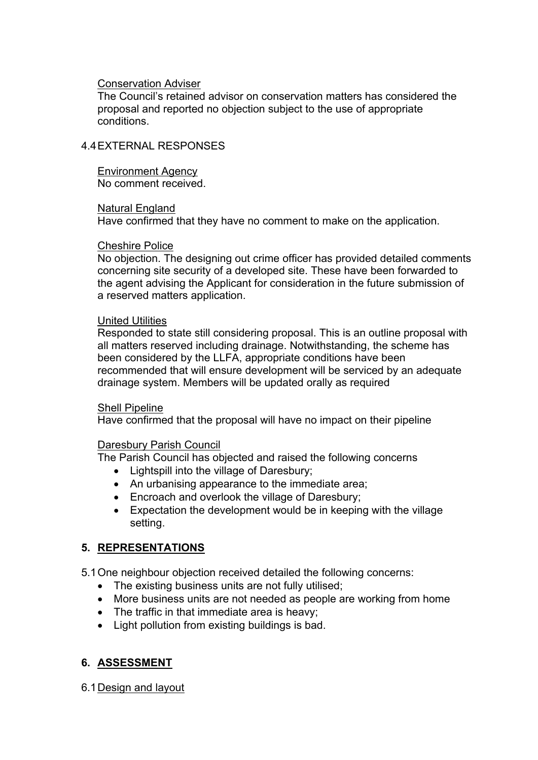Conservation Adviser

The Council's retained advisor on conservation matters has considered the proposal and reported no objection subject to the use of appropriate conditions.

4.4 EXTERNAL RESPONSES

Environment Agency

No comment received.

Natural England

Have confirmed that they have no comment to make on the application.

Cheshire Police

No objection. The designing out crime officer has provided detailed comments concerning site security of a developed site. These have been forwarded to the agent advising the Applicant for consideration in the future submission of a reserved matters application.

United Utilities

Responded to state still considering proposal. This is an outline proposal with all matters reserved including drainage. Notwithstanding, the scheme has been considered by the LLFA, appropriate conditions have been recommended that will ensure development will be serviced by an adequate drainage system. Members will be updated orally as required

Shell Pipeline

Have confirmed that the proposal will have no impact on their pipeline

Daresbury Parish Council

The Parish Council has objected and raised the following concerns

- Lightspill into the village of Daresbury;
- An urbanising appearance to the immediate area;
- Encroach and overlook the village of Daresbury;
- Expectation the development would be in keeping with the village setting.

## 5. REPRESENTATIONS

5.1 One neighbour objection received detailed the following concerns:

- The existing business units are not fully utilised;
- More business units are not needed as people are working from home
- The traffic in that immediate area is heavy;
- Light pollution from existing buildings is bad.

## 6. ASSESSMENT

6.1 Design and layout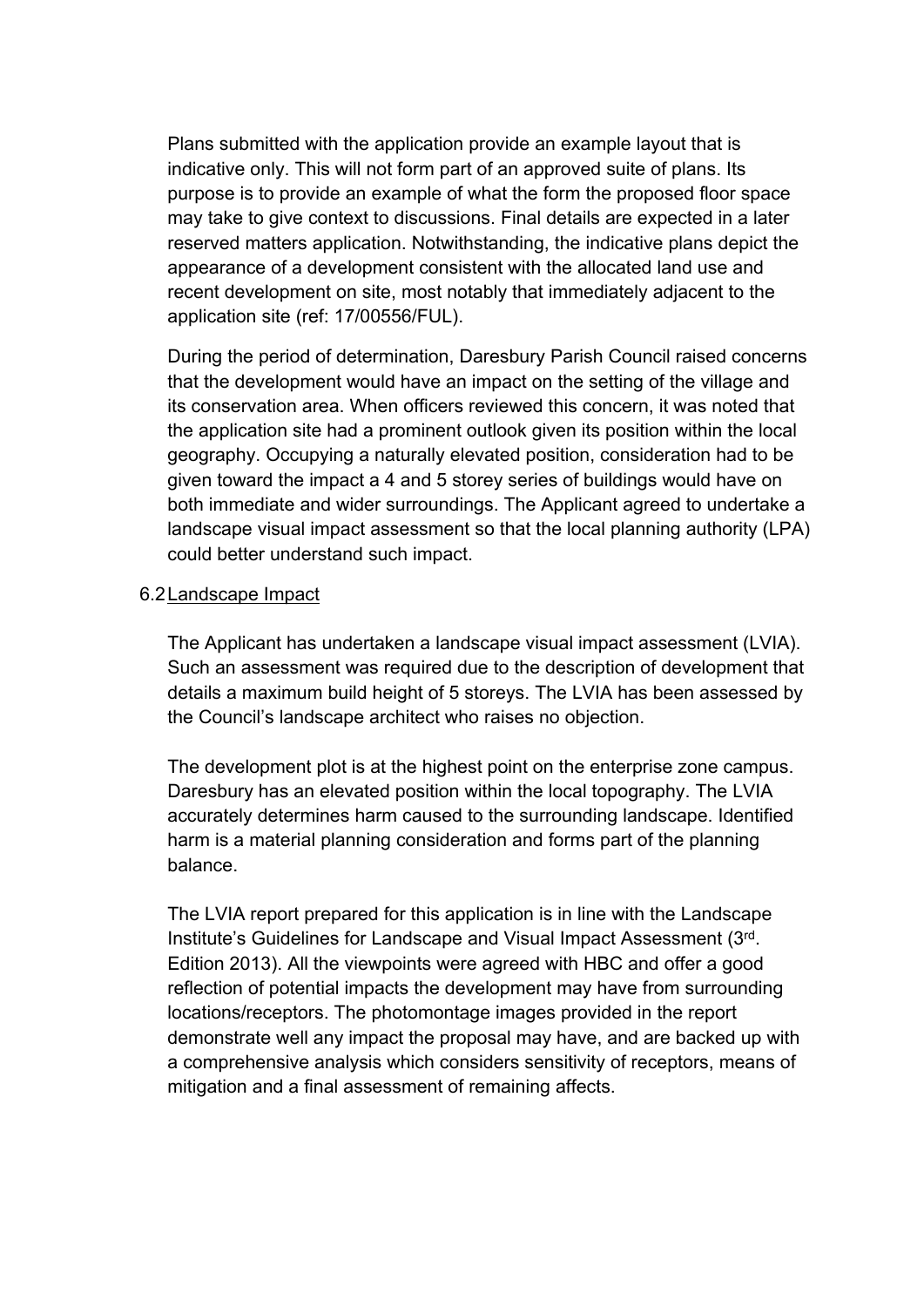Plans submitted with the application provide an example layout that is indicative only. This will not form part of an approved suite of plans. Its purpose is to provide an example of what the form the proposed floor space may take to give context to discussions. Final details are expected in a later reserved matters application. Notwithstanding, the indicative plans depict the appearance of a development consistent with the allocated land use and recent development on site, most notably that immediately adjacent to the application site (ref: 17/00556/FUL).

During the period of determination, Daresbury Parish Council raised concerns that the development would have an impact on the setting of the village and its conservation area. When officers reviewed this concern, it was noted that the application site had a prominent outlook given its position within the local geography. Occupying a naturally elevated position, consideration had to be given toward the impact a 4 and 5 storey series of buildings would have on both immediate and wider surroundings. The Applicant agreed to undertake a landscape visual impact assessment so that the local planning authority (LPA) could better understand such impact.

6.2 Landscape Impact

The Applicant has undertaken a landscape visual impact assessment (LVIA). Such an assessment was required due to the description of development that details a maximum build height of 5 storeys. The LVIA has been assessed by the Council's landscape architect who raises no objection.

The development plot is at the highest point on the enterprise zone campus. Daresbury has an elevated position within the local topography. The LVIA accurately determines harm caused to the surrounding landscape. Identified harm is a material planning consideration and forms part of the planning balance.

The LVIA report prepared for this application is in line with the Landscape Institute's Guidelines for Landscape and Visual Impact Assessment (3rd. Edition 2013). All the viewpoints were agreed with HBC and offer a good reflection of potential impacts the development may have from surrounding locations/receptors. The photomontage images provided in the report demonstrate well any impact the proposal may have, and are backed up with a comprehensive analysis which considers sensitivity of receptors, means of mitigation and a final assessment of remaining affects.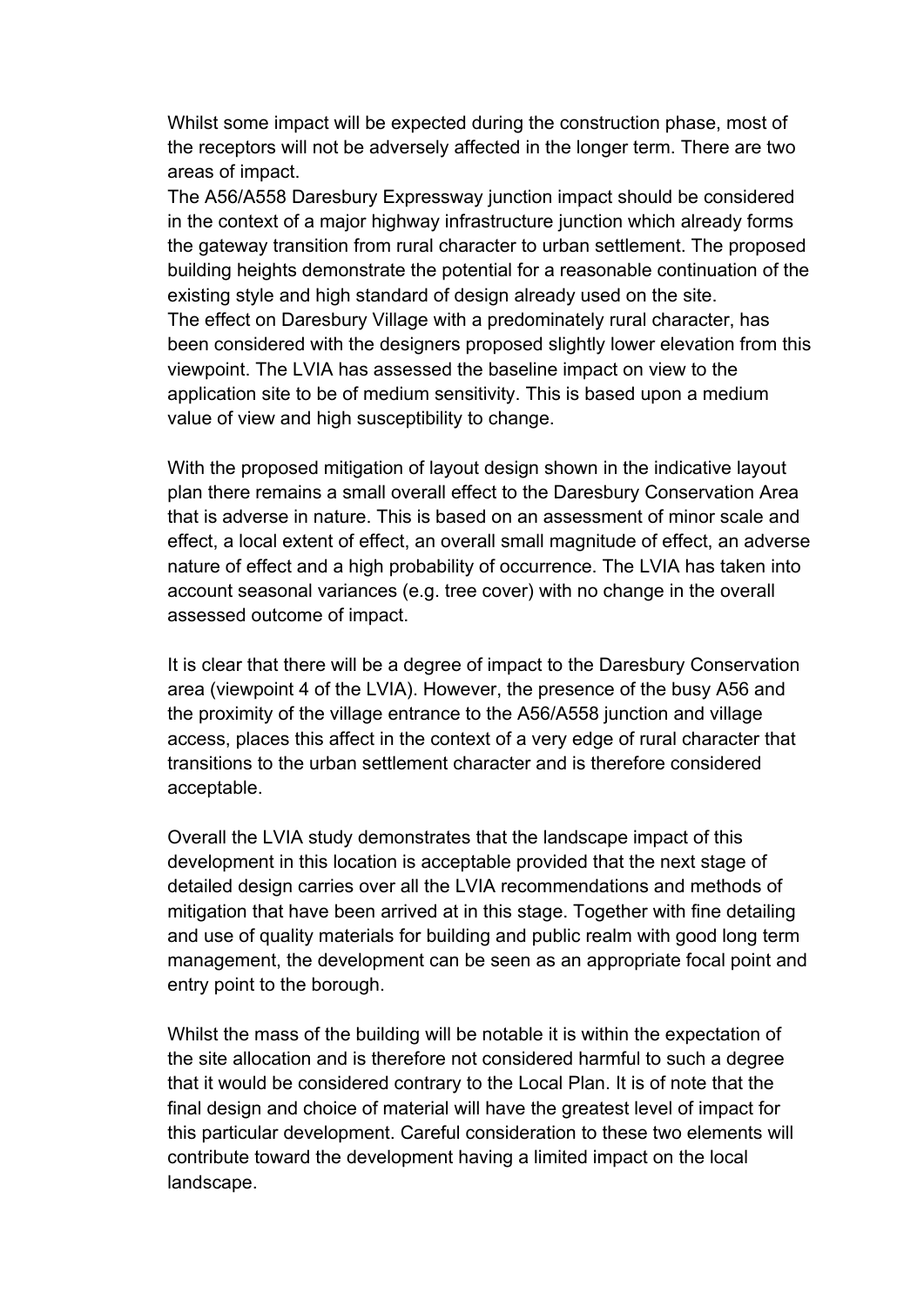Whilst some impact will be expected during the construction phase, most of the receptors will not be adversely affected in the longer term. There are two areas of impact.
The A56/A558 Daresbury Expressway junction impact should be considered in the context of a major highway infrastructure junction which already forms the gateway transition from rural character to urban settlement. The proposed building heights demonstrate the potential for a reasonable continuation of the existing style and high standard of design already used on the site.
The effect on Daresbury Village with a predominately rural character, has been considered with the designers proposed slightly lower elevation from this viewpoint. The LVIA has assessed the baseline impact on view to the application site to be of medium sensitivity. This is based upon a medium value of view and high susceptibility to change.

With the proposed mitigation of layout design shown in the indicative layout plan there remains a small overall effect to the Daresbury Conservation Area that is adverse in nature. This is based on an assessment of minor scale and effect, a local extent of effect, an overall small magnitude of effect, an adverse nature of effect and a high probability of occurrence. The LVIA has taken into account seasonal variances (e.g. tree cover) with no change in the overall assessed outcome of impact.

It is clear that there will be a degree of impact to the Daresbury Conservation area (viewpoint 4 of the LVIA). However, the presence of the busy A56 and the proximity of the village entrance to the A56/A558 junction and village access, places this affect in the context of a very edge of rural character that transitions to the urban settlement character and is therefore considered acceptable.

Overall the LVIA study demonstrates that the landscape impact of this development in this location is acceptable provided that the next stage of detailed design carries over all the LVIA recommendations and methods of mitigation that have been arrived at in this stage. Together with fine detailing and use of quality materials for building and public realm with good long term management, the development can be seen as an appropriate focal point and entry point to the borough.

Whilst the mass of the building will be notable it is within the expectation of the site allocation and is therefore not considered harmful to such a degree that it would be considered contrary to the Local Plan. It is of note that the final design and choice of material will have the greatest level of impact for this particular development. Careful consideration to these two elements will contribute toward the development having a limited impact on the local landscape.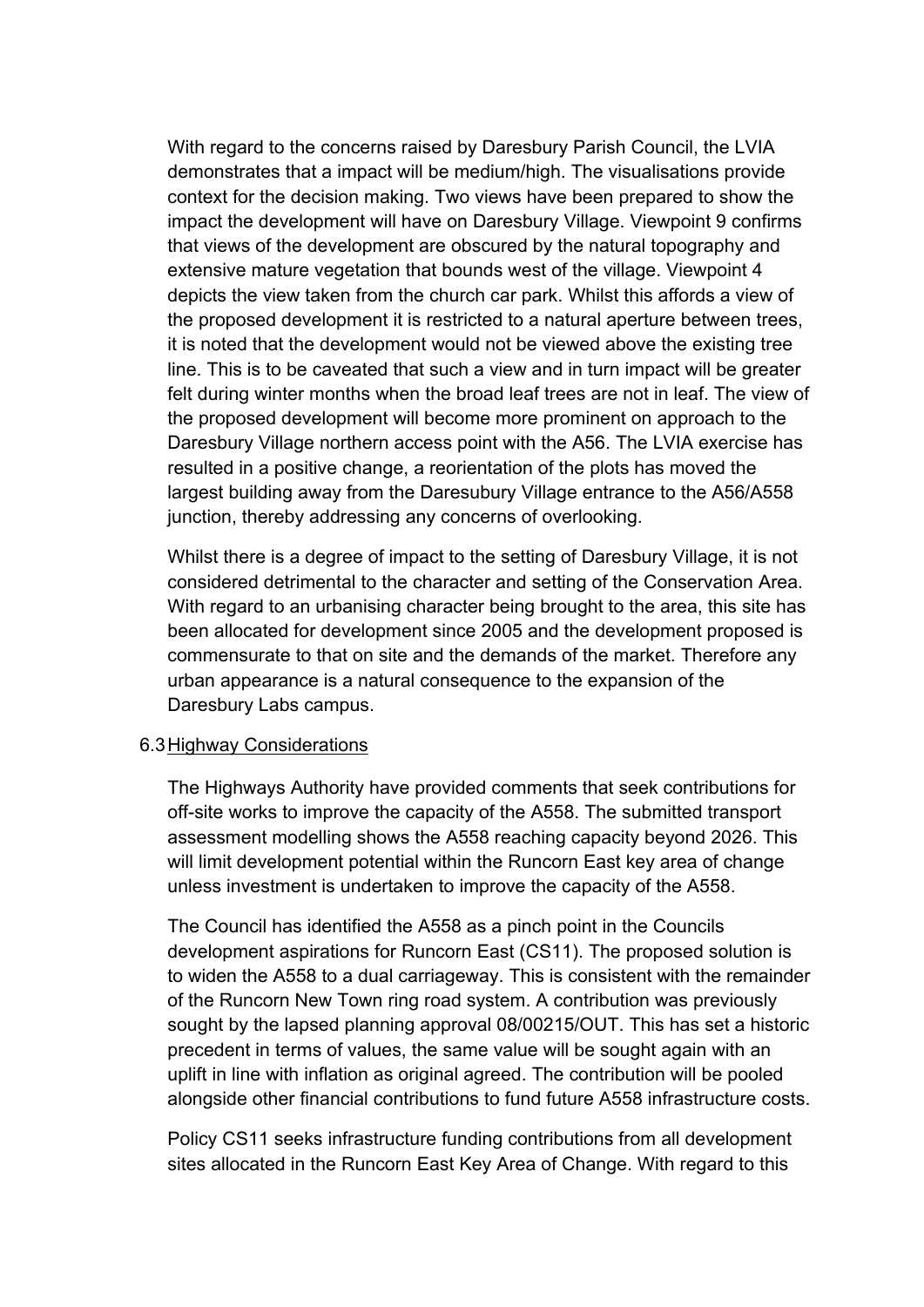With regard to the concerns raised by Daresbury Parish Council, the LVIA demonstrates that a impact will be medium/high. The visualisations provide context for the decision making. Two views have been prepared to show the impact the development will have on Daresbury Village. Viewpoint 9 confirms that views of the development are obscured by the natural topography and extensive mature vegetation that bounds west of the village. Viewpoint 4 depicts the view taken from the church car park. Whilst this affords a view of the proposed development it is restricted to a natural aperture between trees, it is noted that the development would not be viewed above the existing tree line. This is to be caveated that such a view and in turn impact will be greater felt during winter months when the broad leaf trees are not in leaf. The view of the proposed development will become more prominent on approach to the Daresbury Village northern access point with the A56. The LVIA exercise has resulted in a positive change, a reorientation of the plots has moved the largest building away from the Daresubury Village entrance to the A56/A558 junction, thereby addressing any concerns of overlooking.

Whilst there is a degree of impact to the setting of Daresbury Village, it is not considered detrimental to the character and setting of the Conservation Area. With regard to an urbanising character being brought to the area, this site has been allocated for development since 2005 and the development proposed is commensurate to that on site and the demands of the market. Therefore any urban appearance is a natural consequence to the expansion of the Daresbury Labs campus.

### 6.3 Highway Considerations

The Highways Authority have provided comments that seek contributions for off-site works to improve the capacity of the A558. The submitted transport assessment modelling shows the A558 reaching capacity beyond 2026. This will limit development potential within the Runcorn East key area of change unless investment is undertaken to improve the capacity of the A558.

The Council has identified the A558 as a pinch point in the Councils development aspirations for Runcorn East (CS11). The proposed solution is to widen the A558 to a dual carriageway. This is consistent with the remainder of the Runcorn New Town ring road system. A contribution was previously sought by the lapsed planning approval 08/00215/OUT. This has set a historic precedent in terms of values, the same value will be sought again with an uplift in line with inflation as original agreed. The contribution will be pooled alongside other financial contributions to fund future A558 infrastructure costs.

Policy CS11 seeks infrastructure funding contributions from all development sites allocated in the Runcorn East Key Area of Change. With regard to this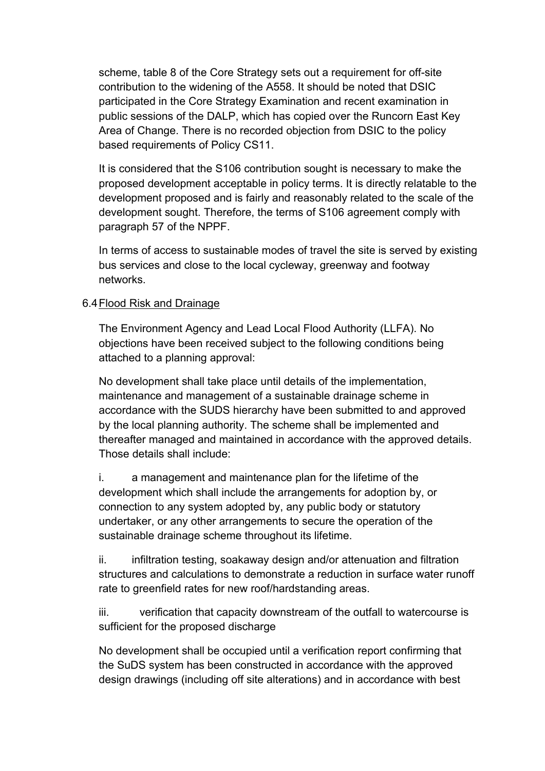scheme, table 8 of the Core Strategy sets out a requirement for off-site contribution to the widening of the A558. It should be noted that DSIC participated in the Core Strategy Examination and recent examination in public sessions of the DALP, which has copied over the Runcorn East Key Area of Change. There is no recorded objection from DSIC to the policy based requirements of Policy CS11.

It is considered that the S106 contribution sought is necessary to make the proposed development acceptable in policy terms. It is directly relatable to the development proposed and is fairly and reasonably related to the scale of the development sought. Therefore, the terms of S106 agreement comply with paragraph 57 of the NPPF.

In terms of access to sustainable modes of travel the site is served by existing bus services and close to the local cycleway, greenway and footway networks.

6.4 Flood Risk and Drainage

The Environment Agency and Lead Local Flood Authority (LLFA). No objections have been received subject to the following conditions being attached to a planning approval:

No development shall take place until details of the implementation, maintenance and management of a sustainable drainage scheme in accordance with the SUDS hierarchy have been submitted to and approved by the local planning authority. The scheme shall be implemented and thereafter managed and maintained in accordance with the approved details. Those details shall include:

i. a management and maintenance plan for the lifetime of the development which shall include the arrangements for adoption by, or connection to any system adopted by, any public body or statutory undertaker, or any other arrangements to secure the operation of the sustainable drainage scheme throughout its lifetime.

ii. infiltration testing, soakaway design and/or attenuation and filtration structures and calculations to demonstrate a reduction in surface water runoff rate to greenfield rates for new roof/hardstanding areas.

iii. verification that capacity downstream of the outfall to watercourse is sufficient for the proposed discharge

No development shall be occupied until a verification report confirming that the SuDS system has been constructed in accordance with the approved design drawings (including off site alterations) and in accordance with best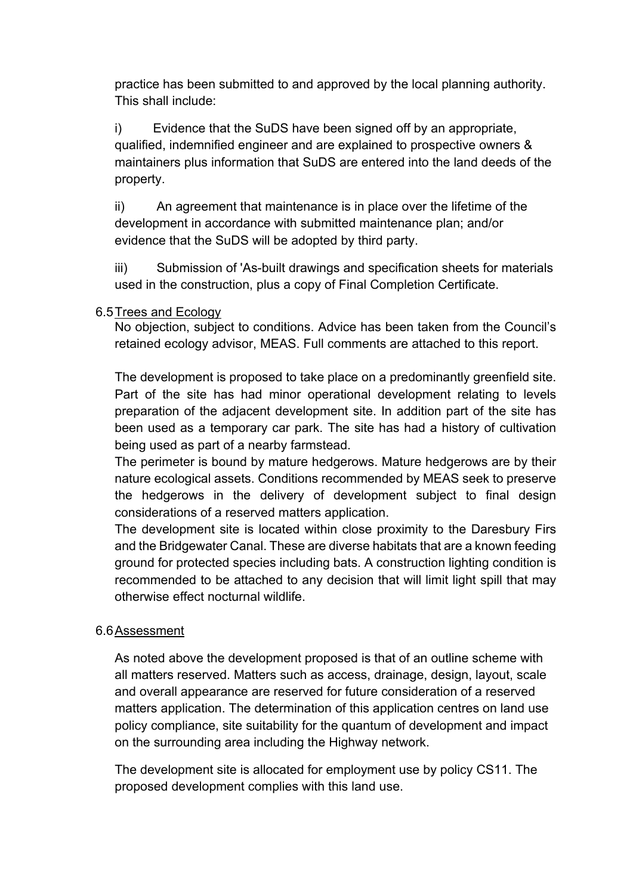practice has been submitted to and approved by the local planning authority. This shall include:

i) Evidence that the SuDS have been signed off by an appropriate, qualified, indemnified engineer and are explained to prospective owners & maintainers plus information that SuDS are entered into the land deeds of the property.

ii) An agreement that maintenance is in place over the lifetime of the development in accordance with submitted maintenance plan; and/or evidence that the SuDS will be adopted by third party.

iii) Submission of 'As-built drawings and specification sheets for materials used in the construction, plus a copy of Final Completion Certificate.

6.5 Trees and Ecology

No objection, subject to conditions. Advice has been taken from the Council's retained ecology advisor, MEAS. Full comments are attached to this report.

The development is proposed to take place on a predominantly greenfield site. Part of the site has had minor operational development relating to levels preparation of the adjacent development site. In addition part of the site has been used as a temporary car park. The site has had a history of cultivation being used as part of a nearby farmstead.

The perimeter is bound by mature hedgerows. Mature hedgerows are by their nature ecological assets. Conditions recommended by MEAS seek to preserve the hedgerows in the delivery of development subject to final design considerations of a reserved matters application.

The development site is located within close proximity to the Daresbury Firs and the Bridgewater Canal. These are diverse habitats that are a known feeding ground for protected species including bats. A construction lighting condition is recommended to be attached to any decision that will limit light spill that may otherwise effect nocturnal wildlife.

6.6 Assessment

As noted above the development proposed is that of an outline scheme with all matters reserved. Matters such as access, drainage, design, layout, scale and overall appearance are reserved for future consideration of a reserved matters application. The determination of this application centres on land use policy compliance, site suitability for the quantum of development and impact on the surrounding area including the Highway network.

The development site is allocated for employment use by policy CS11. The proposed development complies with this land use.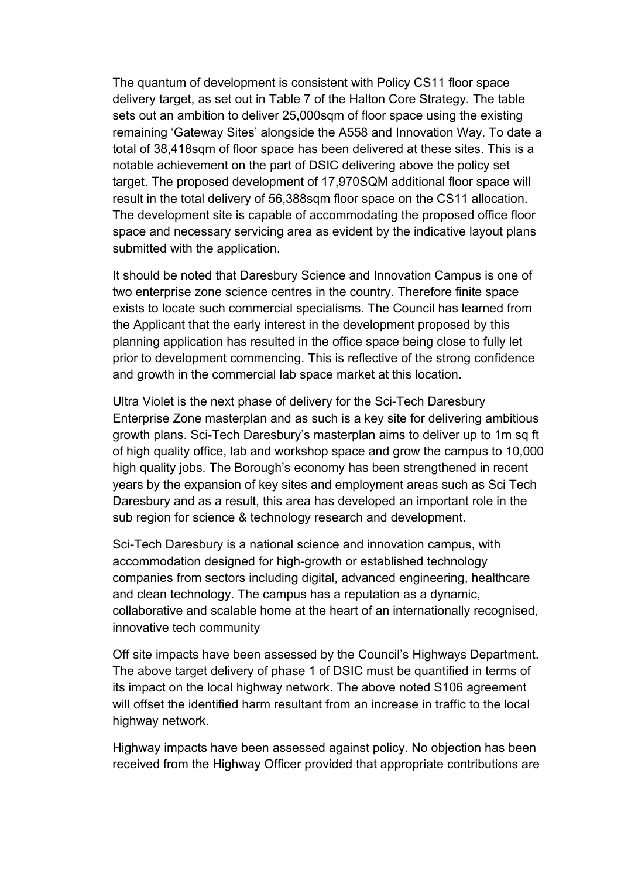The quantum of development is consistent with Policy CS11 floor space delivery target, as set out in Table 7 of the Halton Core Strategy. The table sets out an ambition to deliver 25,000sqm of floor space using the existing remaining 'Gateway Sites' alongside the A558 and Innovation Way. To date a total of 38,418sqm of floor space has been delivered at these sites. This is a notable achievement on the part of DSIC delivering above the policy set target. The proposed development of 17,970SQM additional floor space will result in the total delivery of 56,388sqm floor space on the CS11 allocation. The development site is capable of accommodating the proposed office floor space and necessary servicing area as evident by the indicative layout plans submitted with the application.

It should be noted that Daresbury Science and Innovation Campus is one of two enterprise zone science centres in the country. Therefore finite space exists to locate such commercial specialisms. The Council has learned from the Applicant that the early interest in the development proposed by this planning application has resulted in the office space being close to fully let prior to development commencing. This is reflective of the strong confidence and growth in the commercial lab space market at this location.

Ultra Violet is the next phase of delivery for the Sci-Tech Daresbury Enterprise Zone masterplan and as such is a key site for delivering ambitious growth plans. Sci-Tech Daresbury's masterplan aims to deliver up to 1m sq ft of high quality office, lab and workshop space and grow the campus to 10,000 high quality jobs. The Borough's economy has been strengthened in recent years by the expansion of key sites and employment areas such as Sci Tech Daresbury and as a result, this area has developed an important role in the sub region for science & technology research and development.

Sci-Tech Daresbury is a national science and innovation campus, with accommodation designed for high-growth or established technology companies from sectors including digital, advanced engineering, healthcare and clean technology. The campus has a reputation as a dynamic, collaborative and scalable home at the heart of an internationally recognised, innovative tech community

Off site impacts have been assessed by the Council's Highways Department. The above target delivery of phase 1 of DSIC must be quantified in terms of its impact on the local highway network. The above noted S106 agreement will offset the identified harm resultant from an increase in traffic to the local highway network.

Highway impacts have been assessed against policy. No objection has been received from the Highway Officer provided that appropriate contributions are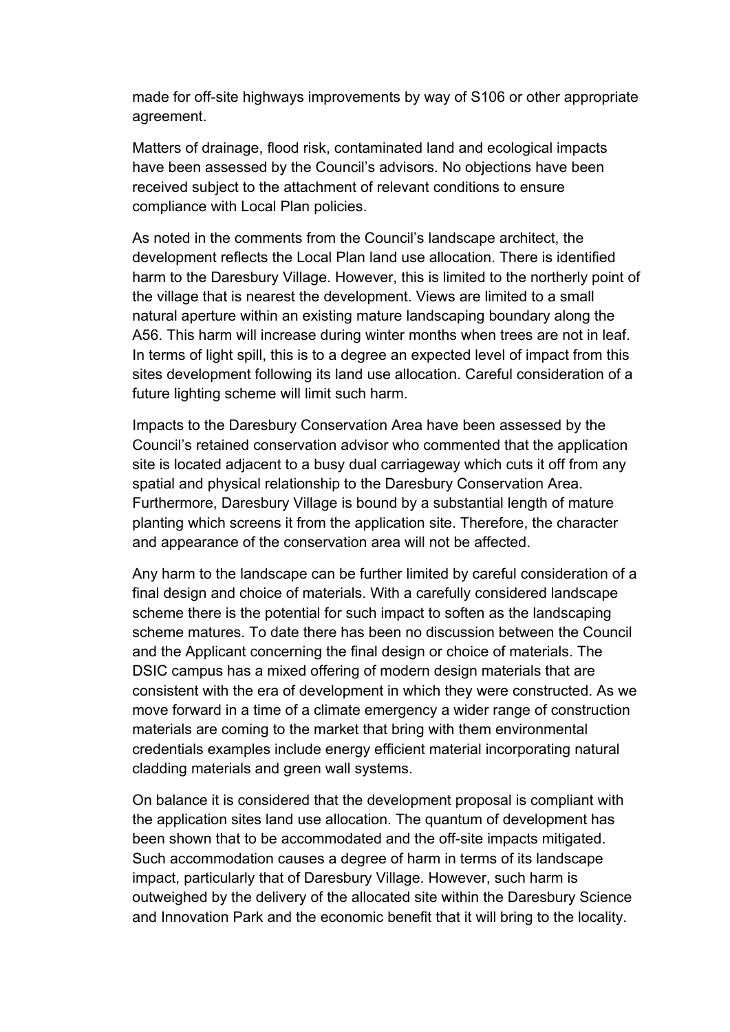made for off-site highways improvements by way of S106 or other appropriate agreement.

Matters of drainage, flood risk, contaminated land and ecological impacts have been assessed by the Council's advisors. No objections have been received subject to the attachment of relevant conditions to ensure compliance with Local Plan policies.

As noted in the comments from the Council's landscape architect, the development reflects the Local Plan land use allocation. There is identified harm to the Daresbury Village. However, this is limited to the northerly point of the village that is nearest the development. Views are limited to a small natural aperture within an existing mature landscaping boundary along the A56. This harm will increase during winter months when trees are not in leaf. In terms of light spill, this is to a degree an expected level of impact from this sites development following its land use allocation. Careful consideration of a future lighting scheme will limit such harm.

Impacts to the Daresbury Conservation Area have been assessed by the Council's retained conservation advisor who commented that the application site is located adjacent to a busy dual carriageway which cuts it off from any spatial and physical relationship to the Daresbury Conservation Area. Furthermore, Daresbury Village is bound by a substantial length of mature planting which screens it from the application site. Therefore, the character and appearance of the conservation area will not be affected.

Any harm to the landscape can be further limited by careful consideration of a final design and choice of materials. With a carefully considered landscape scheme there is the potential for such impact to soften as the landscaping scheme matures. To date there has been no discussion between the Council and the Applicant concerning the final design or choice of materials. The DSIC campus has a mixed offering of modern design materials that are consistent with the era of development in which they were constructed. As we move forward in a time of a climate emergency a wider range of construction materials are coming to the market that bring with them environmental credentials examples include energy efficient material incorporating natural cladding materials and green wall systems.

On balance it is considered that the development proposal is compliant with the application sites land use allocation. The quantum of development has been shown that to be accommodated and the off-site impacts mitigated. Such accommodation causes a degree of harm in terms of its landscape impact, particularly that of Daresbury Village. However, such harm is outweighed by the delivery of the allocated site within the Daresbury Science and Innovation Park and the economic benefit that it will bring to the locality.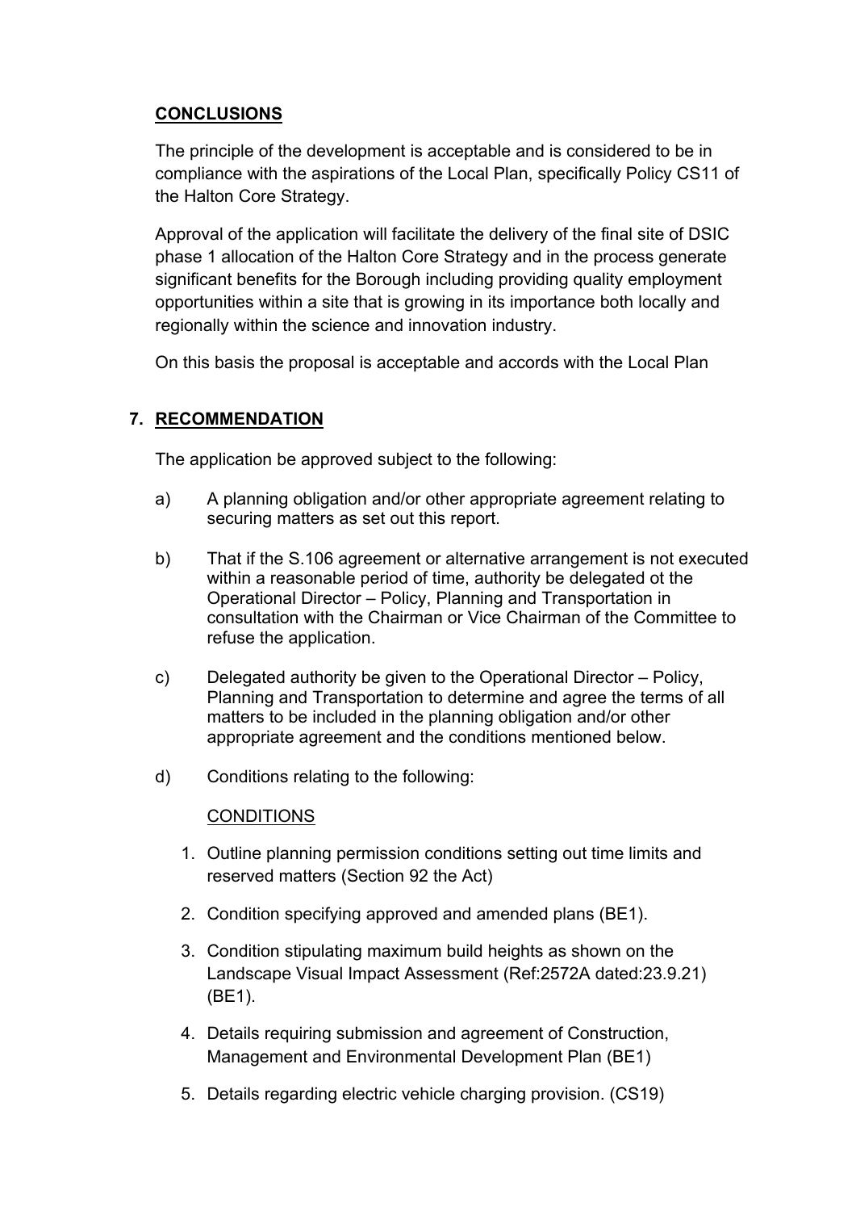**CONCLUSIONS**

The principle of the development is acceptable and is considered to be in compliance with the aspirations of the Local Plan, specifically Policy CS11 of the Halton Core Strategy.

Approval of the application will facilitate the delivery of the final site of DSIC phase 1 allocation of the Halton Core Strategy and in the process generate significant benefits for the Borough including providing quality employment opportunities within a site that is growing in its importance both locally and regionally within the science and innovation industry.

On this basis the proposal is acceptable and accords with the Local Plan

## 7. **RECOMMENDATION**

The application be approved subject to the following:

a) A planning obligation and/or other appropriate agreement relating to securing matters as set out this report.

b) That if the S.106 agreement or alternative arrangement is not executed within a reasonable period of time, authority be delegated ot the Operational Director – Policy, Planning and Transportation in consultation with the Chairman or Vice Chairman of the Committee to refuse the application.

c) Delegated authority be given to the Operational Director – Policy, Planning and Transportation to determine and agree the terms of all matters to be included in the planning obligation and/or other appropriate agreement and the conditions mentioned below.

d) Conditions relating to the following:

CONDITIONS

1. Outline planning permission conditions setting out time limits and reserved matters (Section 92 the Act)
2. Condition specifying approved and amended plans (BE1).
3. Condition stipulating maximum build heights as shown on the Landscape Visual Impact Assessment (Ref:2572A dated:23.9.21) (BE1).
4. Details requiring submission and agreement of Construction, Management and Environmental Development Plan (BE1)
5. Details regarding electric vehicle charging provision. (CS19)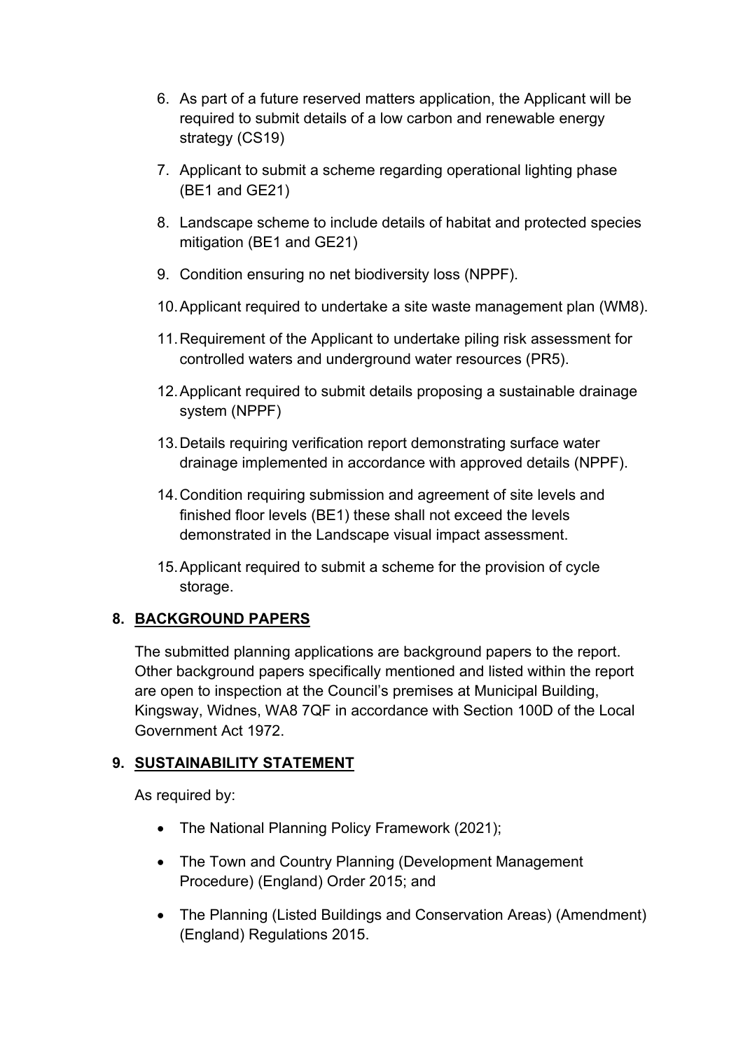6. As part of a future reserved matters application, the Applicant will be required to submit details of a low carbon and renewable energy strategy (CS19)

7. Applicant to submit a scheme regarding operational lighting phase (BE1 and GE21)

8. Landscape scheme to include details of habitat and protected species mitigation (BE1 and GE21)

9. Condition ensuring no net biodiversity loss (NPPF).

10. Applicant required to undertake a site waste management plan (WM8).

11. Requirement of the Applicant to undertake piling risk assessment for controlled waters and underground water resources (PR5).

12. Applicant required to submit details proposing a sustainable drainage system (NPPF)

13. Details requiring verification report demonstrating surface water drainage implemented in accordance with approved details (NPPF).

14. Condition requiring submission and agreement of site levels and finished floor levels (BE1) these shall not exceed the levels demonstrated in the Landscape visual impact assessment.

15. Applicant required to submit a scheme for the provision of cycle storage.

## 8. BACKGROUND PAPERS

The submitted planning applications are background papers to the report. Other background papers specifically mentioned and listed within the report are open to inspection at the Council's premises at Municipal Building, Kingsway, Widnes, WA8 7QF in accordance with Section 100D of the Local Government Act 1972.

## 9. SUSTAINABILITY STATEMENT

As required by:

- The National Planning Policy Framework (2021);
- The Town and Country Planning (Development Management Procedure) (England) Order 2015; and
- The Planning (Listed Buildings and Conservation Areas) (Amendment) (England) Regulations 2015.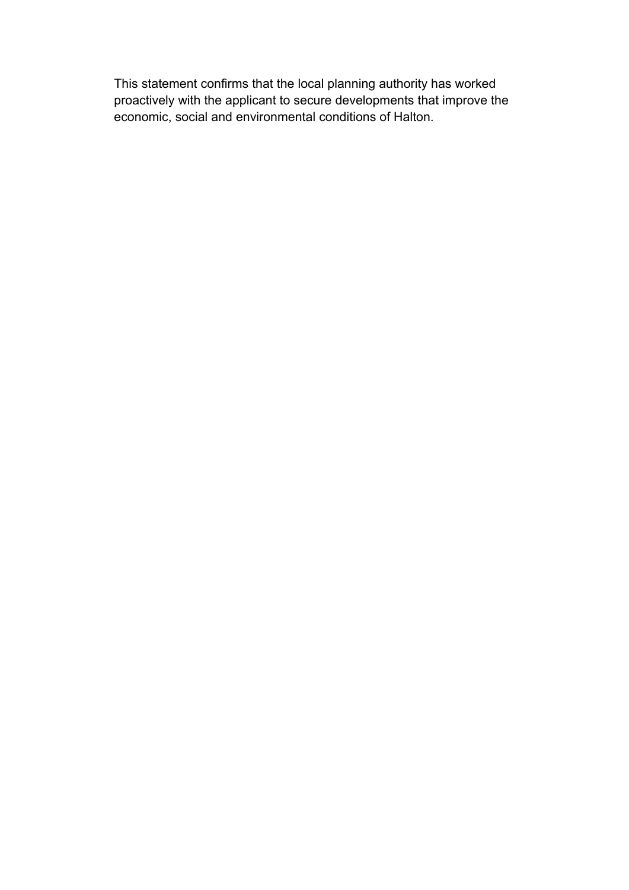This statement confirms that the local planning authority has worked proactively with the applicant to secure developments that improve the economic, social and environmental conditions of Halton.